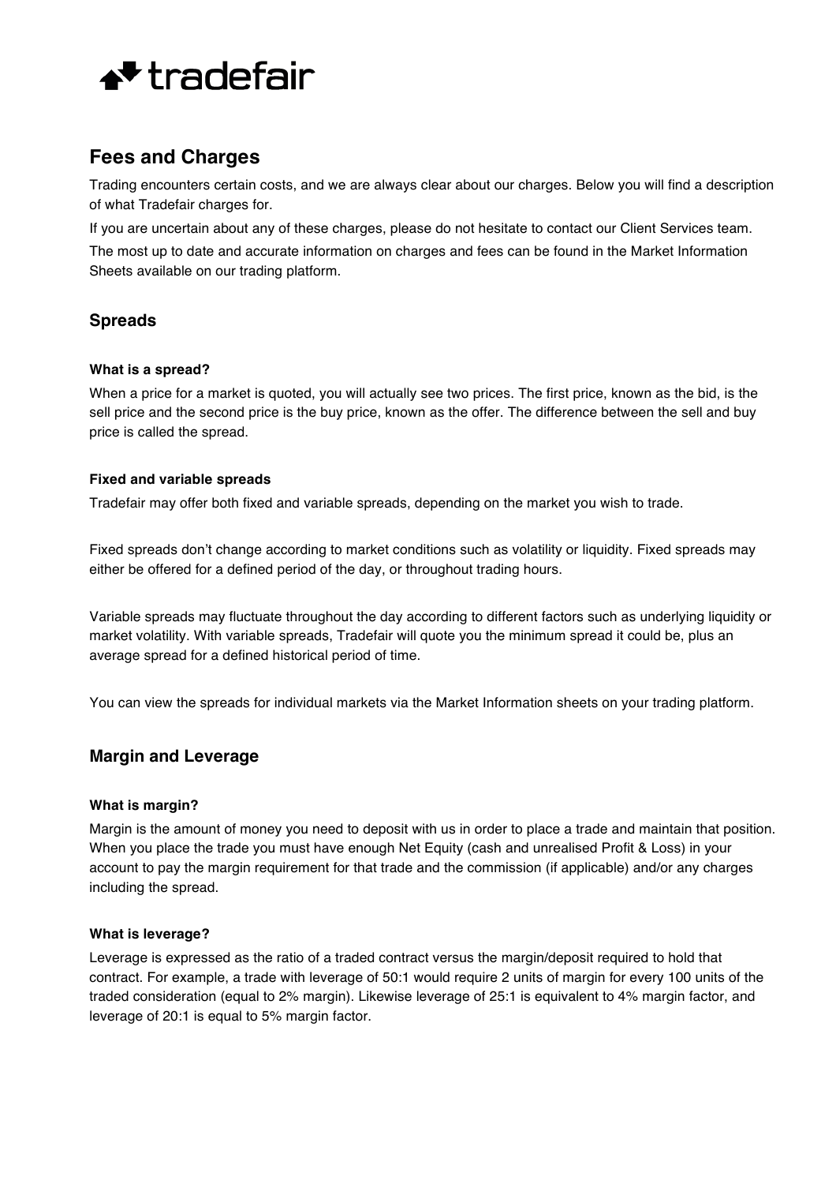tradefair

# Fees and Charges

Trading encounters certain costs, and we are always clear about our charges. Below you will find a description of what Tradefair charges for.

If you are uncertain about any of these charges, please do not hesitate to contact our Client Services team.

The most up to date and accurate information on charges and fees can be found in the Market Information Sheets available on our trading platform.

## Spreads

### What is a spread?

When a price for a market is quoted, you will actually see two prices. The first price, known as the bid, is the sell price and the second price is the buy price, known as the offer. The difference between the sell and buy price is called the spread.

### Fixed and variable spreads

Tradefair may offer both fixed and variable spreads, depending on the market you wish to trade.

Fixed spreads don't change according to market conditions such as volatility or liquidity. Fixed spreads may either be offered for a defined period of the day, or throughout trading hours.

Variable spreads may fluctuate throughout the day according to different factors such as underlying liquidity or market volatility. With variable spreads, Tradefair will quote you the minimum spread it could be, plus an average spread for a defined historical period of time.

You can view the spreads for individual markets via the Market Information sheets on your trading platform.

## Margin and Leverage

### What is margin?

Margin is the amount of money you need to deposit with us in order to place a trade and maintain that position. When you place the trade you must have enough Net Equity (cash and unrealised Profit & Loss) in your account to pay the margin requirement for that trade and the commission (if applicable) and/or any charges including the spread.

### What is leverage?

Leverage is expressed as the ratio of a traded contract versus the margin/deposit required to hold that contract. For example, a trade with leverage of 50:1 would require 2 units of margin for every 100 units of the traded consideration (equal to 2% margin). Likewise leverage of 25:1 is equivalent to 4% margin factor, and leverage of 20:1 is equal to 5% margin factor.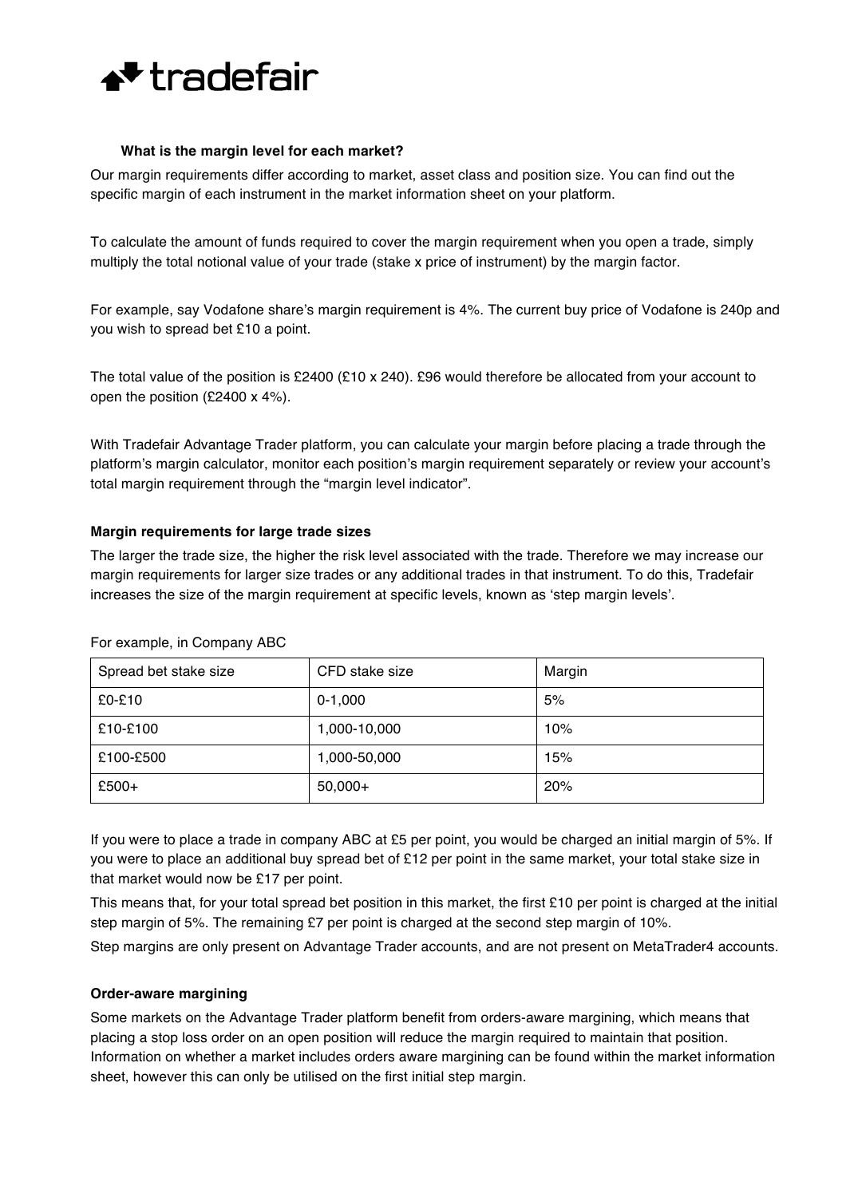# tradefair

### What is the margin level for each market?

Our margin requirements differ according to market, asset class and position size. You can find out the specific margin of each instrument in the market information sheet on your platform.

To calculate the amount of funds required to cover the margin requirement when you open a trade, simply multiply the total notional value of your trade (stake x price of instrument) by the margin factor.

For example, say Vodafone share's margin requirement is 4%. The current buy price of Vodafone is 240p and you wish to spread bet £10 a point.

The total value of the position is £2400 (£10 x 240). £96 would therefore be allocated from your account to open the position (£2400 x 4%).

With Tradefair Advantage Trader platform, you can calculate your margin before placing a trade through the platform's margin calculator, monitor each position's margin requirement separately or review your account's total margin requirement through the "margin level indicator".

### Margin requirements for large trade sizes

The larger the trade size, the higher the risk level associated with the trade. Therefore we may increase our margin requirements for larger size trades or any additional trades in that instrument. To do this, Tradefair increases the size of the margin requirement at specific levels, known as 'step margin levels'.

For example, in Company ABC

| Spread bet stake size | CFD stake size | Margin |
|---|---|---|
| £0-£10 | 0-1,000 | 5% |
| £10-£100 | 1,000-10,000 | 10% |
| £100-£500 | 1,000-50,000 | 15% |
| £500+ | 50,000+ | 20% |

If you were to place a trade in company ABC at £5 per point, you would be charged an initial margin of 5%. If you were to place an additional buy spread bet of £12 per point in the same market, your total stake size in that market would now be £17 per point.

This means that, for your total spread bet position in this market, the first £10 per point is charged at the initial step margin of 5%. The remaining £7 per point is charged at the second step margin of 10%.

Step margins are only present on Advantage Trader accounts, and are not present on MetaTrader4 accounts.

### Order-aware margining

Some markets on the Advantage Trader platform benefit from orders-aware margining, which means that placing a stop loss order on an open position will reduce the margin required to maintain that position. Information on whether a market includes orders aware margining can be found within the market information sheet, however this can only be utilised on the first initial step margin.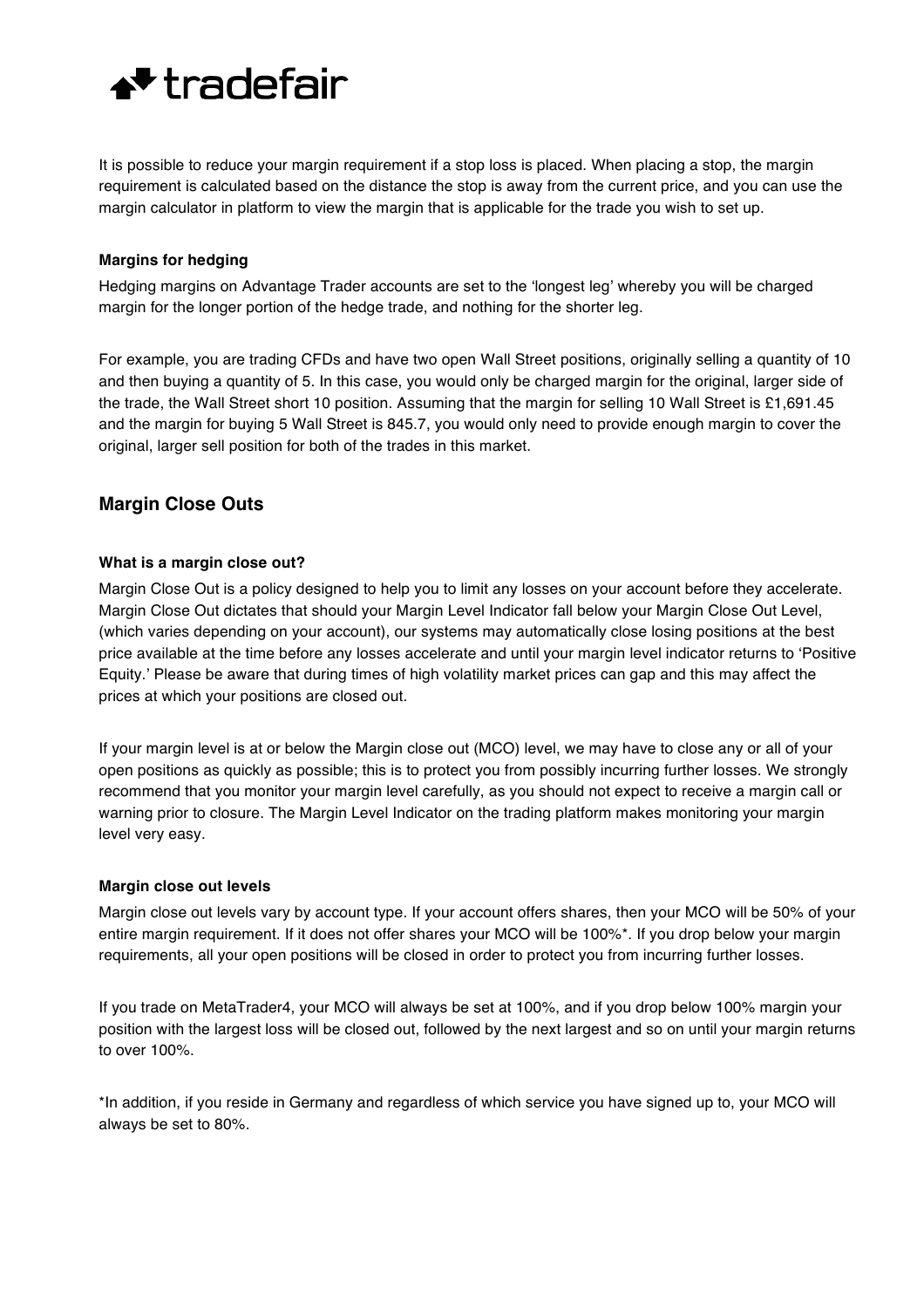It is possible to reduce your margin requirement if a stop loss is placed. When placing a stop, the margin requirement is calculated based on the distance the stop is away from the current price, and you can use the margin calculator in platform to view the margin that is applicable for the trade you wish to set up.

**Margins for hedging**

Hedging margins on Advantage Trader accounts are set to the 'longest leg' whereby you will be charged margin for the longer portion of the hedge trade, and nothing for the shorter leg.

For example, you are trading CFDs and have two open Wall Street positions, originally selling a quantity of 10 and then buying a quantity of 5. In this case, you would only be charged margin for the original, larger side of the trade, the Wall Street short 10 position. Assuming that the margin for selling 10 Wall Street is £1,691.45 and the margin for buying 5 Wall Street is 845.7, you would only need to provide enough margin to cover the original, larger sell position for both of the trades in this market.

## Margin Close Outs

**What is a margin close out?**

Margin Close Out is a policy designed to help you to limit any losses on your account before they accelerate. Margin Close Out dictates that should your Margin Level Indicator fall below your Margin Close Out Level, (which varies depending on your account), our systems may automatically close losing positions at the best price available at the time before any losses accelerate and until your margin level indicator returns to 'Positive Equity.' Please be aware that during times of high volatility market prices can gap and this may affect the prices at which your positions are closed out.

If your margin level is at or below the Margin close out (MCO) level, we may have to close any or all of your open positions as quickly as possible; this is to protect you from possibly incurring further losses. We strongly recommend that you monitor your margin level carefully, as you should not expect to receive a margin call or warning prior to closure. The Margin Level Indicator on the trading platform makes monitoring your margin level very easy.

**Margin close out levels**

Margin close out levels vary by account type. If your account offers shares, then your MCO will be 50% of your entire margin requirement. If it does not offer shares your MCO will be 100%*. If you drop below your margin requirements, all your open positions will be closed in order to protect you from incurring further losses.

If you trade on MetaTrader4, your MCO will always be set at 100%, and if you drop below 100% margin your position with the largest loss will be closed out, followed by the next largest and so on until your margin returns to over 100%.

*In addition, if you reside in Germany and regardless of which service you have signed up to, your MCO will always be set to 80%.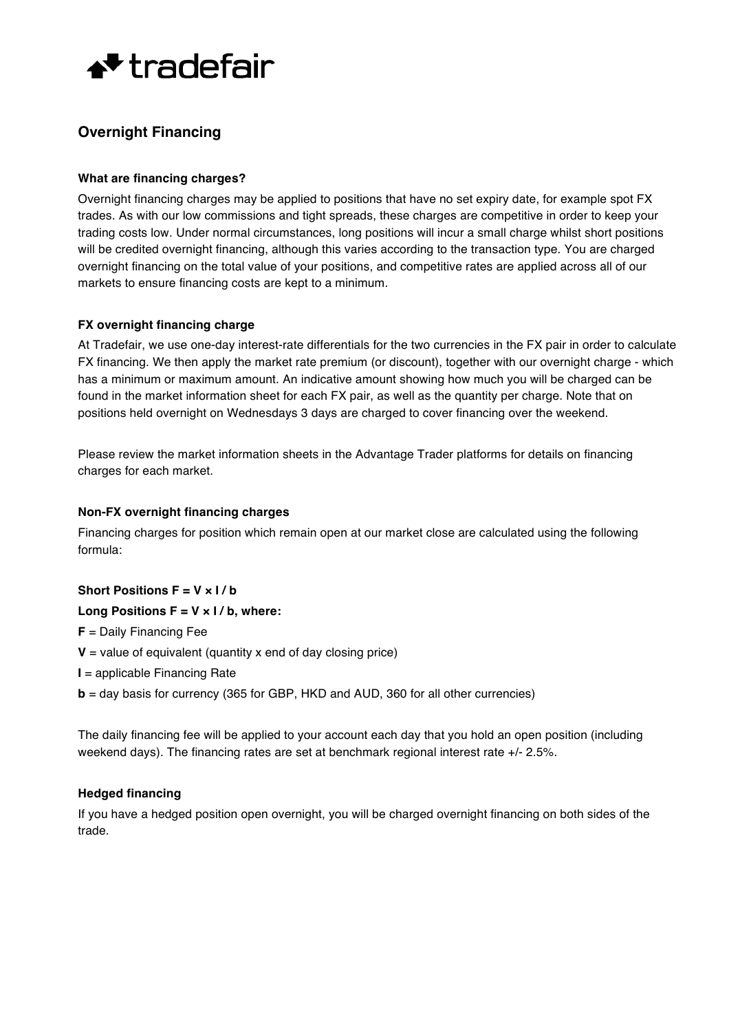# Overnight Financing

### What are financing charges?

Overnight financing charges may be applied to positions that have no set expiry date, for example spot FX trades. As with our low commissions and tight spreads, these charges are competitive in order to keep your trading costs low. Under normal circumstances, long positions will incur a small charge whilst short positions will be credited overnight financing, although this varies according to the transaction type. You are charged overnight financing on the total value of your positions, and competitive rates are applied across all of our markets to ensure financing costs are kept to a minimum.

### FX overnight financing charge

At Tradefair, we use one-day interest-rate differentials for the two currencies in the FX pair in order to calculate FX financing. We then apply the market rate premium (or discount), together with our overnight charge - which has a minimum or maximum amount. An indicative amount showing how much you will be charged can be found in the market information sheet for each FX pair, as well as the quantity per charge. Note that on positions held overnight on Wednesdays 3 days are charged to cover financing over the weekend.

Please review the market information sheets in the Advantage Trader platforms for details on financing charges for each market.

### Non-FX overnight financing charges

Financing charges for position which remain open at our market close are calculated using the following formula:

**Short Positions $F = V \times I / b$**

**Long Positions $F = V \times I / b$, where:**

**F** = Daily Financing Fee

**V** = value of equivalent (quantity x end of day closing price)

**I** = applicable Financing Rate

**b** = day basis for currency (365 for GBP, HKD and AUD, 360 for all other currencies)

The daily financing fee will be applied to your account each day that you hold an open position (including weekend days). The financing rates are set at benchmark regional interest rate +/- 2.5%.

### Hedged financing

If you have a hedged position open overnight, you will be charged overnight financing on both sides of the trade.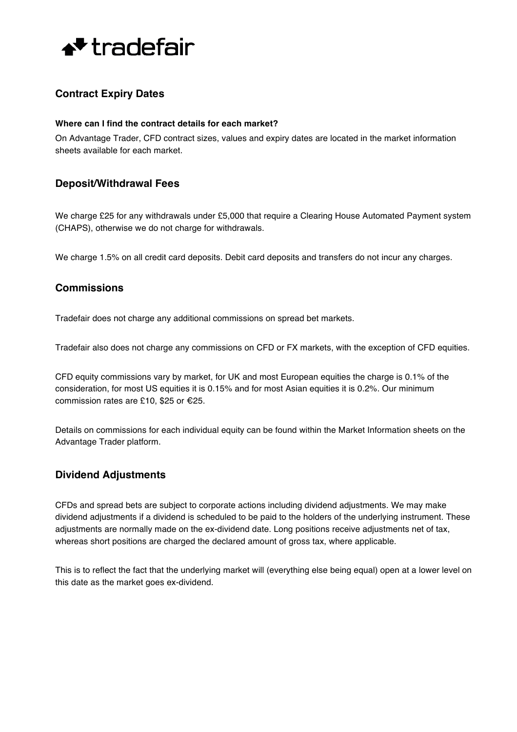## Contract Expiry Dates

**Where can I find the contract details for each market?**

On Advantage Trader, CFD contract sizes, values and expiry dates are located in the market information sheets available for each market.

## Deposit/Withdrawal Fees

We charge £25 for any withdrawals under £5,000 that require a Clearing House Automated Payment system (CHAPS), otherwise we do not charge for withdrawals.

We charge 1.5% on all credit card deposits. Debit card deposits and transfers do not incur any charges.

## Commissions

Tradefair does not charge any additional commissions on spread bet markets.

Tradefair also does not charge any commissions on CFD or FX markets, with the exception of CFD equities.

CFD equity commissions vary by market, for UK and most European equities the charge is 0.1% of the consideration, for most US equities it is 0.15% and for most Asian equities it is 0.2%. Our minimum commission rates are £10, $25 or €25.

Details on commissions for each individual equity can be found within the Market Information sheets on the Advantage Trader platform.

## Dividend Adjustments

CFDs and spread bets are subject to corporate actions including dividend adjustments. We may make dividend adjustments if a dividend is scheduled to be paid to the holders of the underlying instrument. These adjustments are normally made on the ex-dividend date. Long positions receive adjustments net of tax, whereas short positions are charged the declared amount of gross tax, where applicable.

This is to reflect the fact that the underlying market will (everything else being equal) open at a lower level on this date as the market goes ex-dividend.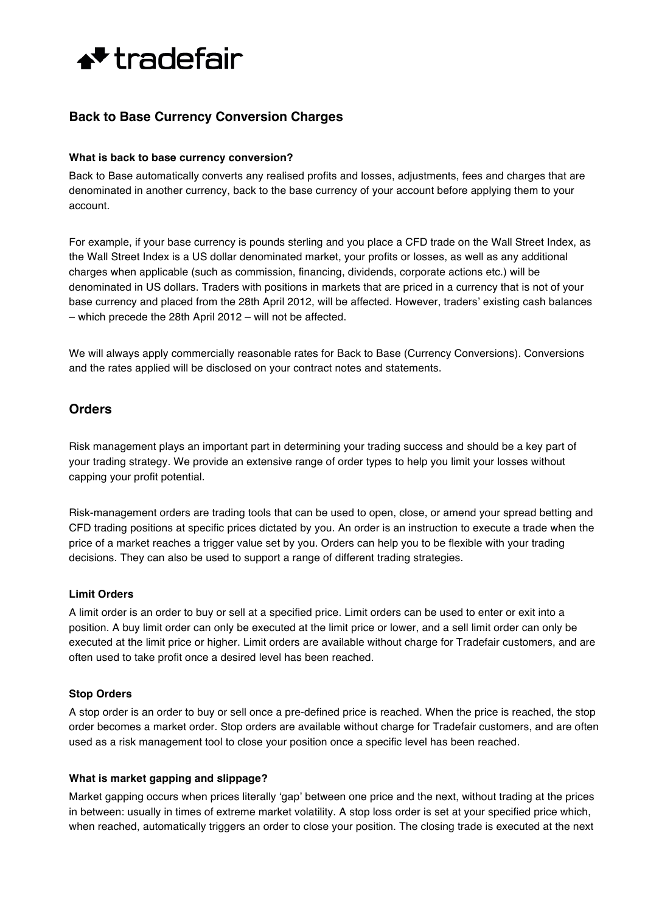# tradefair

## Back to Base Currency Conversion Charges

**What is back to base currency conversion?**

Back to Base automatically converts any realised profits and losses, adjustments, fees and charges that are denominated in another currency, back to the base currency of your account before applying them to your account.

For example, if your base currency is pounds sterling and you place a CFD trade on the Wall Street Index, as the Wall Street Index is a US dollar denominated market, your profits or losses, as well as any additional charges when applicable (such as commission, financing, dividends, corporate actions etc.) will be denominated in US dollars. Traders with positions in markets that are priced in a currency that is not of your base currency and placed from the 28th April 2012, will be affected. However, traders' existing cash balances – which precede the 28th April 2012 – will not be affected.

We will always apply commercially reasonable rates for Back to Base (Currency Conversions). Conversions and the rates applied will be disclosed on your contract notes and statements.

## Orders

Risk management plays an important part in determining your trading success and should be a key part of your trading strategy. We provide an extensive range of order types to help you limit your losses without capping your profit potential.

Risk-management orders are trading tools that can be used to open, close, or amend your spread betting and CFD trading positions at specific prices dictated by you. An order is an instruction to execute a trade when the price of a market reaches a trigger value set by you. Orders can help you to be flexible with your trading decisions. They can also be used to support a range of different trading strategies.

**Limit Orders**

A limit order is an order to buy or sell at a specified price. Limit orders can be used to enter or exit into a position. A buy limit order can only be executed at the limit price or lower, and a sell limit order can only be executed at the limit price or higher. Limit orders are available without charge for Tradefair customers, and are often used to take profit once a desired level has been reached.

**Stop Orders**

A stop order is an order to buy or sell once a pre-defined price is reached. When the price is reached, the stop order becomes a market order. Stop orders are available without charge for Tradefair customers, and are often used as a risk management tool to close your position once a specific level has been reached.

**What is market gapping and slippage?**

Market gapping occurs when prices literally 'gap' between one price and the next, without trading at the prices in between: usually in times of extreme market volatility. A stop loss order is set at your specified price which, when reached, automatically triggers an order to close your position. The closing trade is executed at the next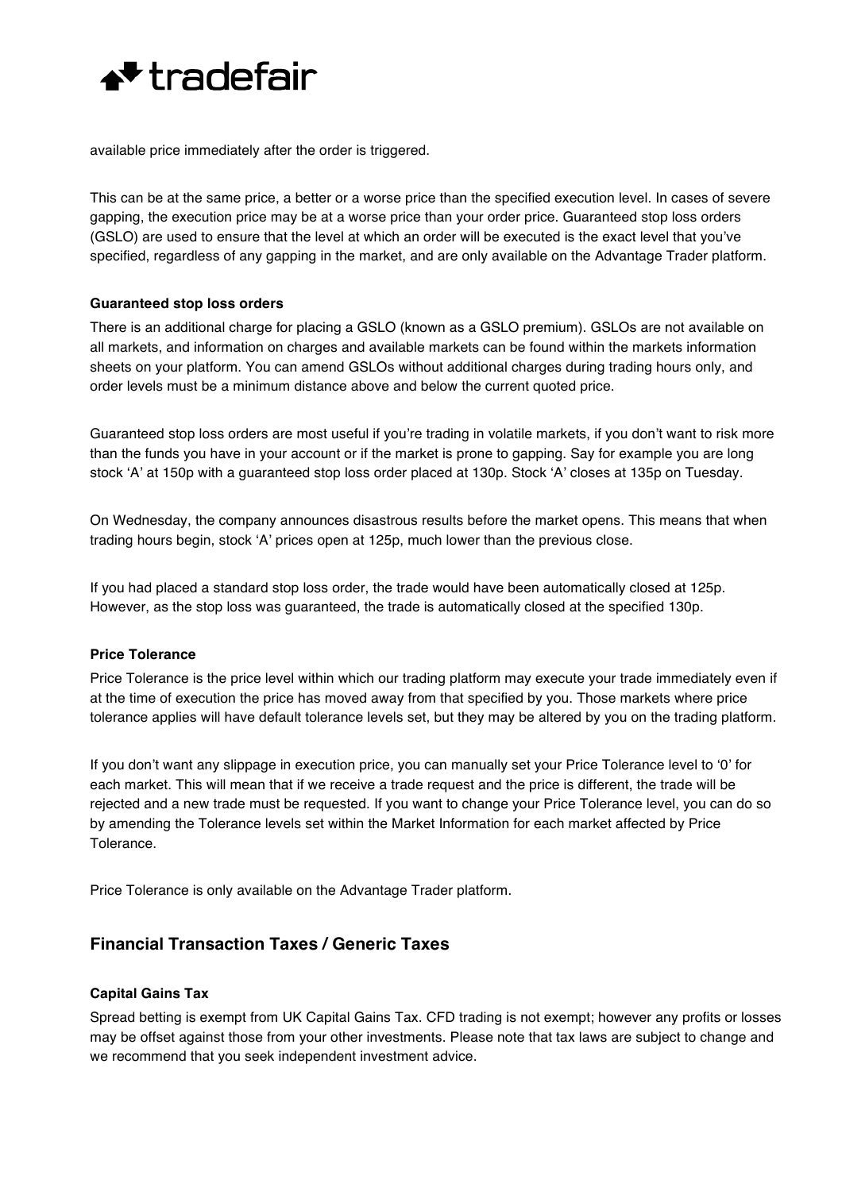available price immediately after the order is triggered.

This can be at the same price, a better or a worse price than the specified execution level. In cases of severe gapping, the execution price may be at a worse price than your order price. Guaranteed stop loss orders (GSLO) are used to ensure that the level at which an order will be executed is the exact level that you've specified, regardless of any gapping in the market, and are only available on the Advantage Trader platform.

### Guaranteed stop loss orders

There is an additional charge for placing a GSLO (known as a GSLO premium). GSLOs are not available on all markets, and information on charges and available markets can be found within the markets information sheets on your platform. You can amend GSLOs without additional charges during trading hours only, and order levels must be a minimum distance above and below the current quoted price.

Guaranteed stop loss orders are most useful if you're trading in volatile markets, if you don't want to risk more than the funds you have in your account or if the market is prone to gapping. Say for example you are long stock 'A' at 150p with a guaranteed stop loss order placed at 130p. Stock 'A' closes at 135p on Tuesday.

On Wednesday, the company announces disastrous results before the market opens. This means that when trading hours begin, stock 'A' prices open at 125p, much lower than the previous close.

If you had placed a standard stop loss order, the trade would have been automatically closed at 125p. However, as the stop loss was guaranteed, the trade is automatically closed at the specified 130p.

### Price Tolerance

Price Tolerance is the price level within which our trading platform may execute your trade immediately even if at the time of execution the price has moved away from that specified by you. Those markets where price tolerance applies will have default tolerance levels set, but they may be altered by you on the trading platform.

If you don't want any slippage in execution price, you can manually set your Price Tolerance level to '0' for each market. This will mean that if we receive a trade request and the price is different, the trade will be rejected and a new trade must be requested. If you want to change your Price Tolerance level, you can do so by amending the Tolerance levels set within the Market Information for each market affected by Price Tolerance.

Price Tolerance is only available on the Advantage Trader platform.

## Financial Transaction Taxes / Generic Taxes

### Capital Gains Tax

Spread betting is exempt from UK Capital Gains Tax. CFD trading is not exempt; however any profits or losses may be offset against those from your other investments. Please note that tax laws are subject to change and we recommend that you seek independent investment advice.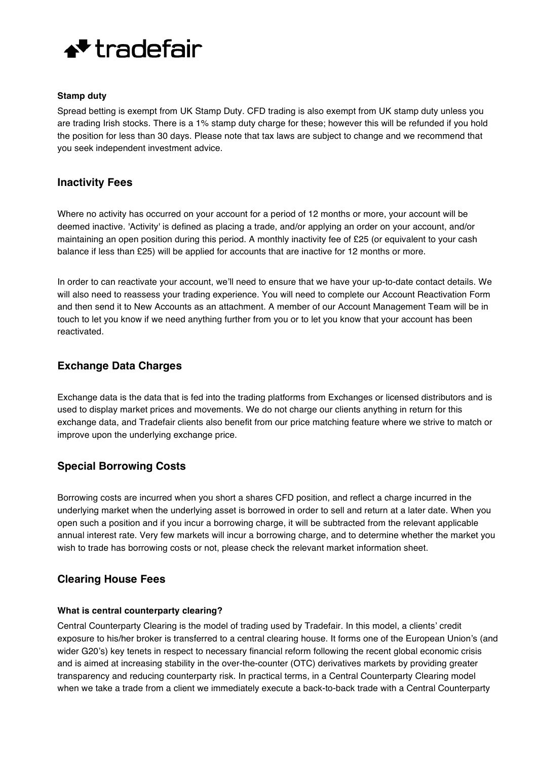#### Stamp duty

Spread betting is exempt from UK Stamp Duty. CFD trading is also exempt from UK stamp duty unless you are trading Irish stocks. There is a 1% stamp duty charge for these; however this will be refunded if you hold the position for less than 30 days. Please note that tax laws are subject to change and we recommend that you seek independent investment advice.

## Inactivity Fees

Where no activity has occurred on your account for a period of 12 months or more, your account will be deemed inactive. 'Activity' is defined as placing a trade, and/or applying an order on your account, and/or maintaining an open position during this period. A monthly inactivity fee of £25 (or equivalent to your cash balance if less than £25) will be applied for accounts that are inactive for 12 months or more.

In order to can reactivate your account, we'll need to ensure that we have your up-to-date contact details. We will also need to reassess your trading experience. You will need to complete our Account Reactivation Form and then send it to New Accounts as an attachment. A member of our Account Management Team will be in touch to let you know if we need anything further from you or to let you know that your account has been reactivated.

## Exchange Data Charges

Exchange data is the data that is fed into the trading platforms from Exchanges or licensed distributors and is used to display market prices and movements. We do not charge our clients anything in return for this exchange data, and Tradefair clients also benefit from our price matching feature where we strive to match or improve upon the underlying exchange price.

## Special Borrowing Costs

Borrowing costs are incurred when you short a shares CFD position, and reflect a charge incurred in the underlying market when the underlying asset is borrowed in order to sell and return at a later date. When you open such a position and if you incur a borrowing charge, it will be subtracted from the relevant applicable annual interest rate. Very few markets will incur a borrowing charge, and to determine whether the market you wish to trade has borrowing costs or not, please check the relevant market information sheet.

## Clearing House Fees

#### What is central counterparty clearing?

Central Counterparty Clearing is the model of trading used by Tradefair. In this model, a clients' credit exposure to his/her broker is transferred to a central clearing house. It forms one of the European Union's (and wider G20's) key tenets in respect to necessary financial reform following the recent global economic crisis and is aimed at increasing stability in the over-the-counter (OTC) derivatives markets by providing greater transparency and reducing counterparty risk. In practical terms, in a Central Counterparty Clearing model when we take a trade from a client we immediately execute a back-to-back trade with a Central Counterparty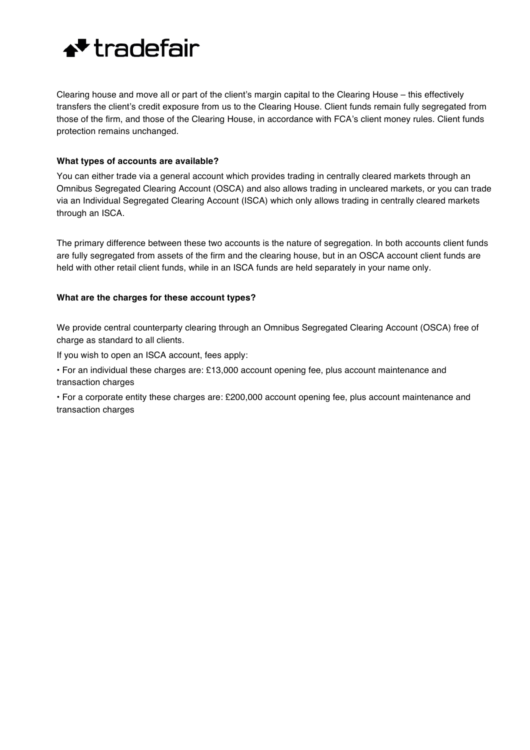Clearing house and move all or part of the client's margin capital to the Clearing House – this effectively transfers the client's credit exposure from us to the Clearing House. Client funds remain fully segregated from those of the firm, and those of the Clearing House, in accordance with FCA's client money rules. Client funds protection remains unchanged.

**What types of accounts are available?**

You can either trade via a general account which provides trading in centrally cleared markets through an Omnibus Segregated Clearing Account (OSCA) and also allows trading in uncleared markets, or you can trade via an Individual Segregated Clearing Account (ISCA) which only allows trading in centrally cleared markets through an ISCA.

The primary difference between these two accounts is the nature of segregation. In both accounts client funds are fully segregated from assets of the firm and the clearing house, but in an OSCA account client funds are held with other retail client funds, while in an ISCA funds are held separately in your name only.

**What are the charges for these account types?**

We provide central counterparty clearing through an Omnibus Segregated Clearing Account (OSCA) free of charge as standard to all clients.

If you wish to open an ISCA account, fees apply:

- For an individual these charges are: £13,000 account opening fee, plus account maintenance and transaction charges
- For a corporate entity these charges are: £200,000 account opening fee, plus account maintenance and transaction charges